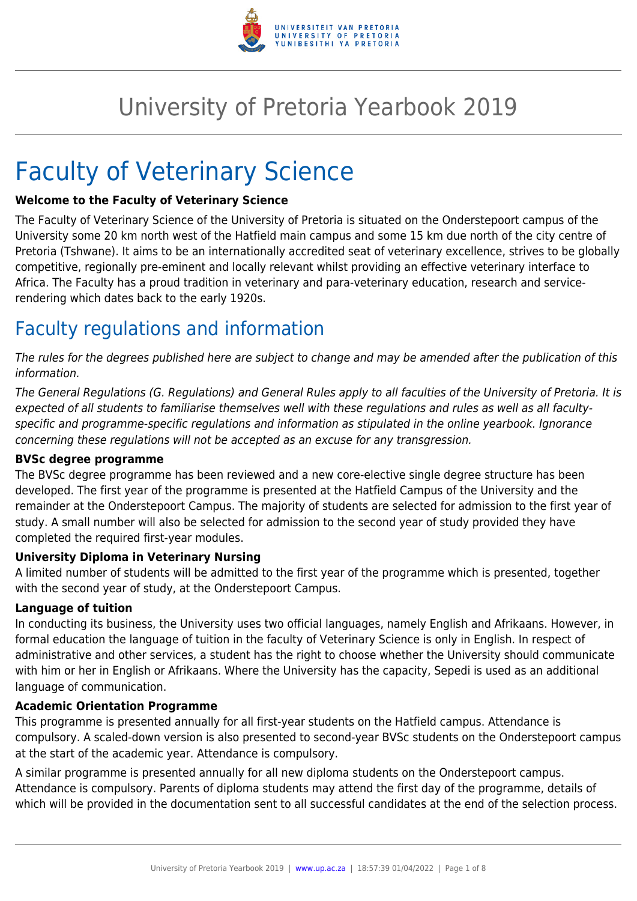# University of Pretoria Yearbook 2019

# Faculty of Veterinary Science

**Welcome to the Faculty of Veterinary Science**

The Faculty of Veterinary Science of the University of Pretoria is situated on the Onderstepoort campus of the University some 20 km north west of the Hatfield main campus and some 15 km due north of the city centre of Pretoria (Tshwane). It aims to be an internationally accredited seat of veterinary excellence, strives to be globally competitive, regionally pre-eminent and locally relevant whilst providing an effective veterinary interface to Africa. The Faculty has a proud tradition in veterinary and para-veterinary education, research and service-rendering which dates back to the early 1920s.

## Faculty regulations and information

*The rules for the degrees published here are subject to change and may be amended after the publication of this information.*

*The General Regulations (G. Regulations) and General Rules apply to all faculties of the University of Pretoria. It is expected of all students to familiarise themselves well with these regulations and rules as well as all faculty-specific and programme-specific regulations and information as stipulated in the online yearbook. Ignorance concerning these regulations will not be accepted as an excuse for any transgression.*

**BVSc degree programme**

The BVSc degree programme has been reviewed and a new core-elective single degree structure has been developed. The first year of the programme is presented at the Hatfield Campus of the University and the remainder at the Onderstepoort Campus. The majority of students are selected for admission to the first year of study. A small number will also be selected for admission to the second year of study provided they have completed the required first-year modules.

**University Diploma in Veterinary Nursing**

A limited number of students will be admitted to the first year of the programme which is presented, together with the second year of study, at the Onderstepoort Campus.

**Language of tuition**

In conducting its business, the University uses two official languages, namely English and Afrikaans. However, in formal education the language of tuition in the faculty of Veterinary Science is only in English. In respect of administrative and other services, a student has the right to choose whether the University should communicate with him or her in English or Afrikaans. Where the University has the capacity, Sepedi is used as an additional language of communication.

**Academic Orientation Programme**

This programme is presented annually for all first-year students on the Hatfield campus. Attendance is compulsory. A scaled-down version is also presented to second-year BVSc students on the Onderstepoort campus at the start of the academic year. Attendance is compulsory.

A similar programme is presented annually for all new diploma students on the Onderstepoort campus. Attendance is compulsory. Parents of diploma students may attend the first day of the programme, details of which will be provided in the documentation sent to all successful candidates at the end of the selection process.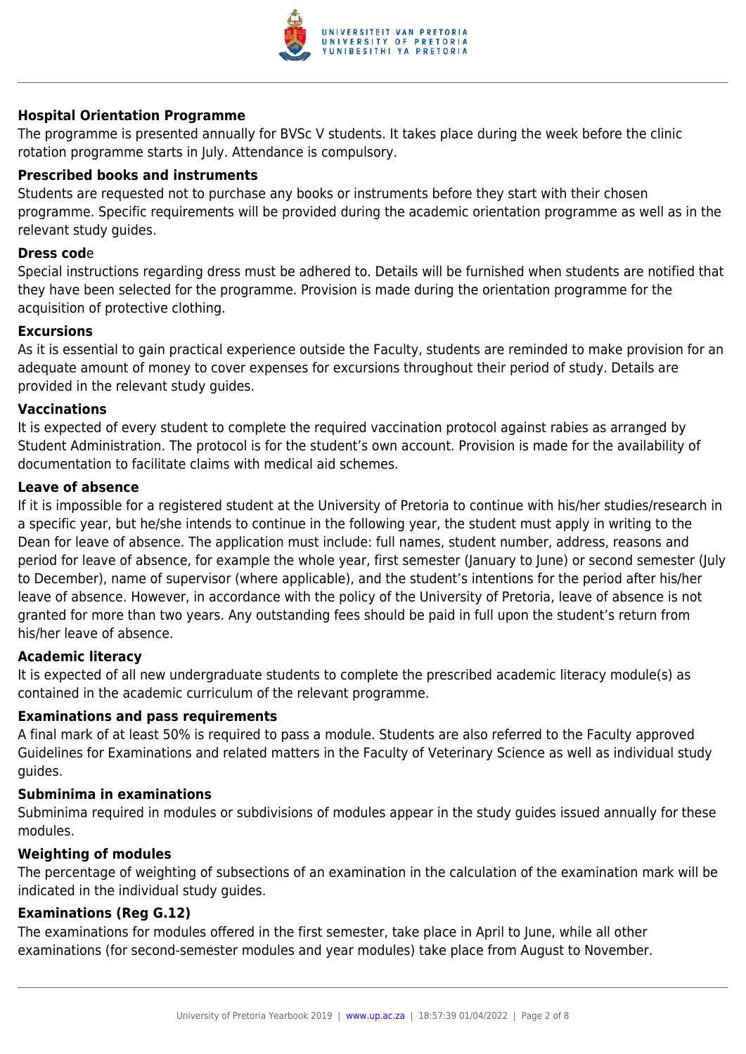**Hospital Orientation Programme**

The programme is presented annually for BVSc V students. It takes place during the week before the clinic rotation programme starts in July. Attendance is compulsory.

**Prescribed books and instruments**

Students are requested not to purchase any books or instruments before they start with their chosen programme. Specific requirements will be provided during the academic orientation programme as well as in the relevant study guides.

**Dress code**

Special instructions regarding dress must be adhered to. Details will be furnished when students are notified that they have been selected for the programme. Provision is made during the orientation programme for the acquisition of protective clothing.

**Excursions**

As it is essential to gain practical experience outside the Faculty, students are reminded to make provision for an adequate amount of money to cover expenses for excursions throughout their period of study. Details are provided in the relevant study guides.

**Vaccinations**

It is expected of every student to complete the required vaccination protocol against rabies as arranged by Student Administration. The protocol is for the student's own account. Provision is made for the availability of documentation to facilitate claims with medical aid schemes.

**Leave of absence**

If it is impossible for a registered student at the University of Pretoria to continue with his/her studies/research in a specific year, but he/she intends to continue in the following year, the student must apply in writing to the Dean for leave of absence. The application must include: full names, student number, address, reasons and period for leave of absence, for example the whole year, first semester (January to June) or second semester (July to December), name of supervisor (where applicable), and the student's intentions for the period after his/her leave of absence. However, in accordance with the policy of the University of Pretoria, leave of absence is not granted for more than two years. Any outstanding fees should be paid in full upon the student's return from his/her leave of absence.

**Academic literacy**

It is expected of all new undergraduate students to complete the prescribed academic literacy module(s) as contained in the academic curriculum of the relevant programme.

**Examinations and pass requirements**

A final mark of at least 50% is required to pass a module. Students are also referred to the Faculty approved Guidelines for Examinations and related matters in the Faculty of Veterinary Science as well as individual study guides.

**Subminima in examinations**

Subminima required in modules or subdivisions of modules appear in the study guides issued annually for these modules.

**Weighting of modules**

The percentage of weighting of subsections of an examination in the calculation of the examination mark will be indicated in the individual study guides.

**Examinations (Reg G.12)**

The examinations for modules offered in the first semester, take place in April to June, while all other examinations (for second-semester modules and year modules) take place from August to November.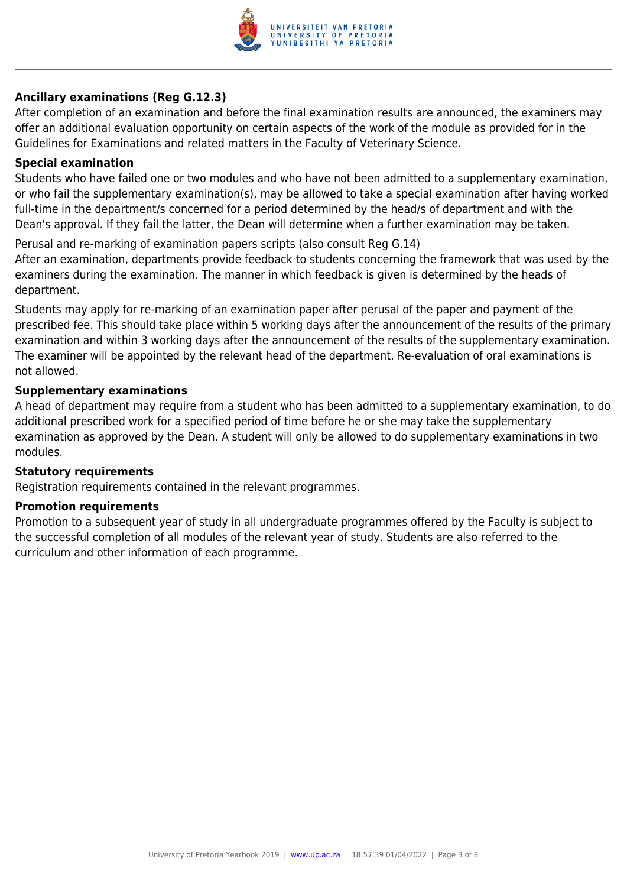**Ancillary examinations (Reg G.12.3)**

After completion of an examination and before the final examination results are announced, the examiners may offer an additional evaluation opportunity on certain aspects of the work of the module as provided for in the Guidelines for Examinations and related matters in the Faculty of Veterinary Science.

**Special examination**

Students who have failed one or two modules and who have not been admitted to a supplementary examination, or who fail the supplementary examination(s), may be allowed to take a special examination after having worked full-time in the department/s concerned for a period determined by the head/s of department and with the Dean's approval. If they fail the latter, the Dean will determine when a further examination may be taken.

Perusal and re-marking of examination papers scripts (also consult Reg G.14)

After an examination, departments provide feedback to students concerning the framework that was used by the examiners during the examination. The manner in which feedback is given is determined by the heads of department.

Students may apply for re-marking of an examination paper after perusal of the paper and payment of the prescribed fee. This should take place within 5 working days after the announcement of the results of the primary examination and within 3 working days after the announcement of the results of the supplementary examination. The examiner will be appointed by the relevant head of the department. Re-evaluation of oral examinations is not allowed.

**Supplementary examinations**

A head of department may require from a student who has been admitted to a supplementary examination, to do additional prescribed work for a specified period of time before he or she may take the supplementary examination as approved by the Dean. A student will only be allowed to do supplementary examinations in two modules.

**Statutory requirements**

Registration requirements contained in the relevant programmes.

**Promotion requirements**

Promotion to a subsequent year of study in all undergraduate programmes offered by the Faculty is subject to the successful completion of all modules of the relevant year of study. Students are also referred to the curriculum and other information of each programme.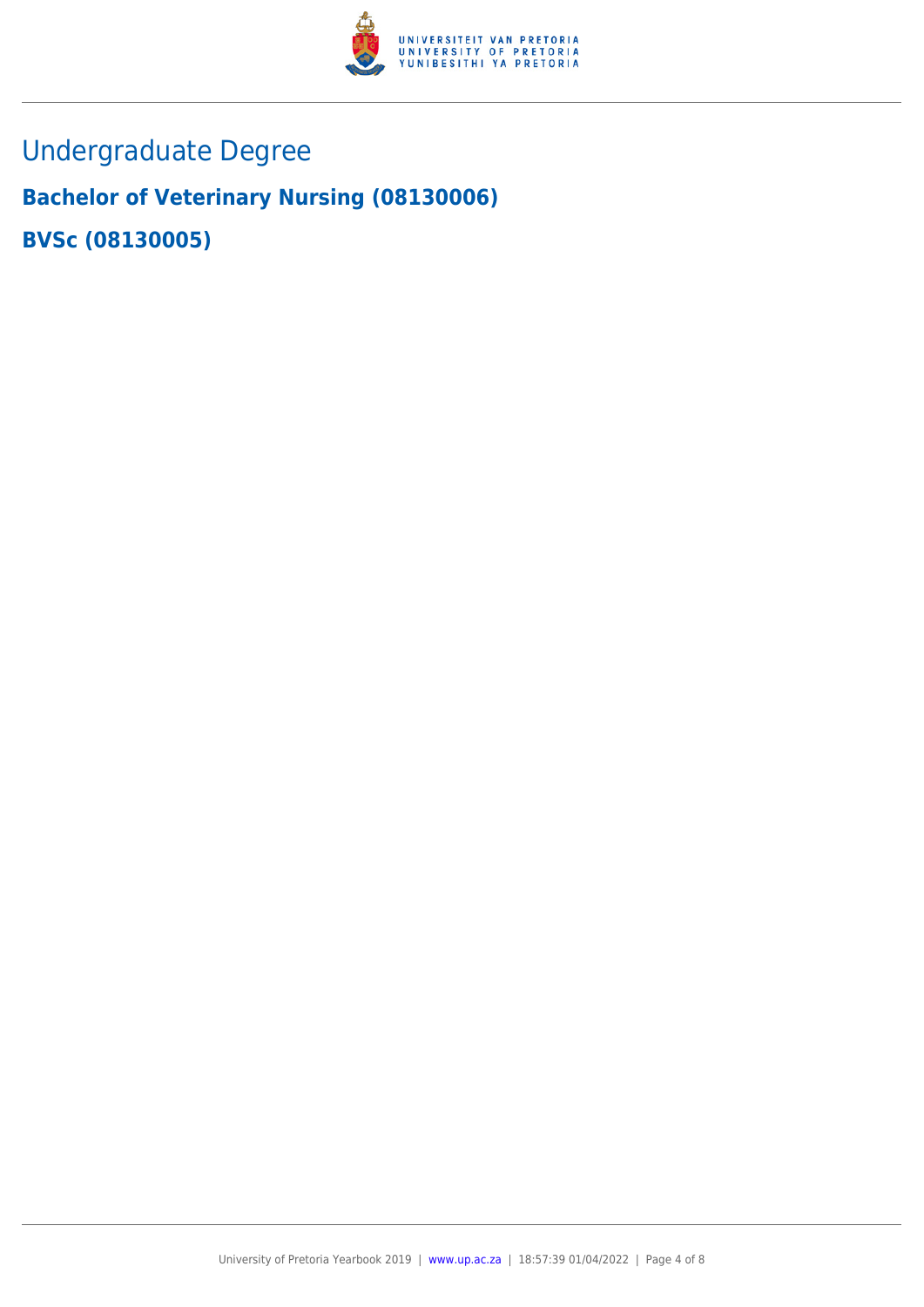# Undergraduate Degree

## Bachelor of Veterinary Nursing (08130006)

## BVSc (08130005)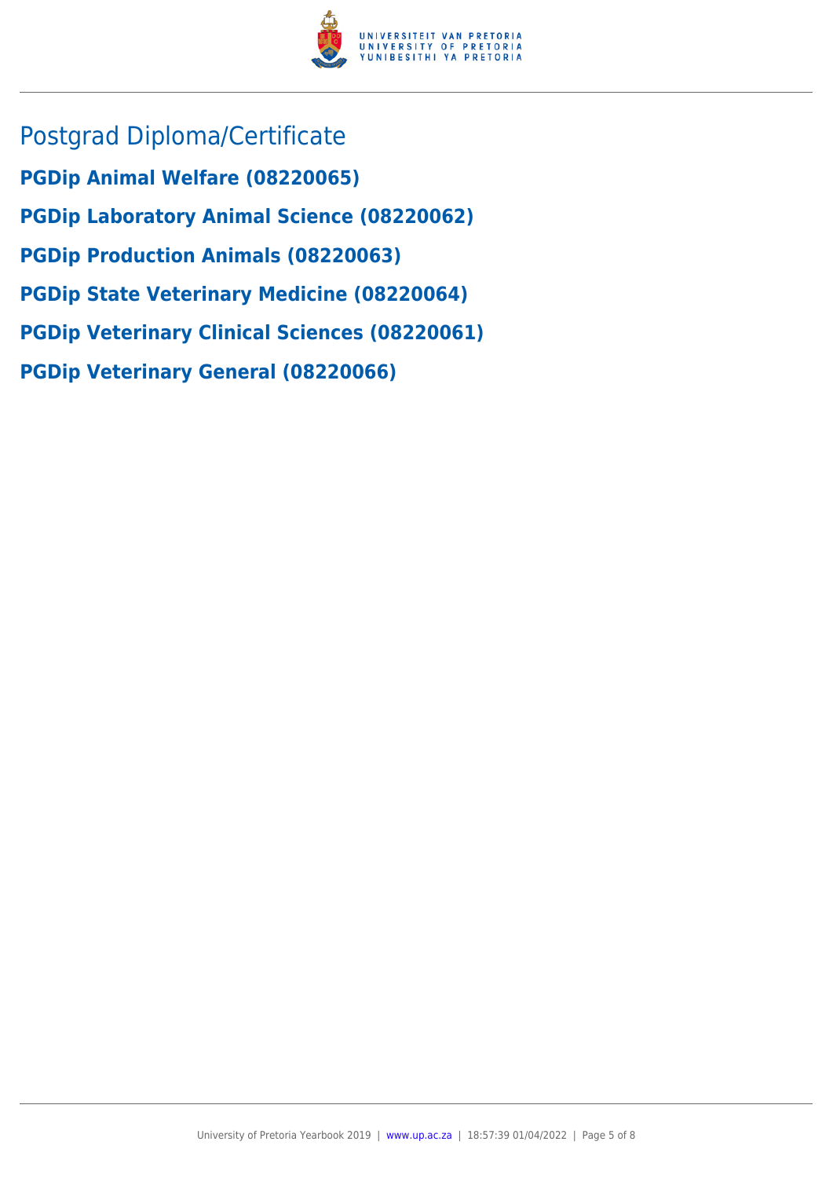## Postgrad Diploma/Certificate

**PGDip Animal Welfare (08220065)**

**PGDip Laboratory Animal Science (08220062)**

**PGDip Production Animals (08220063)**

**PGDip State Veterinary Medicine (08220064)**

**PGDip Veterinary Clinical Sciences (08220061)**

**PGDip Veterinary General (08220066)**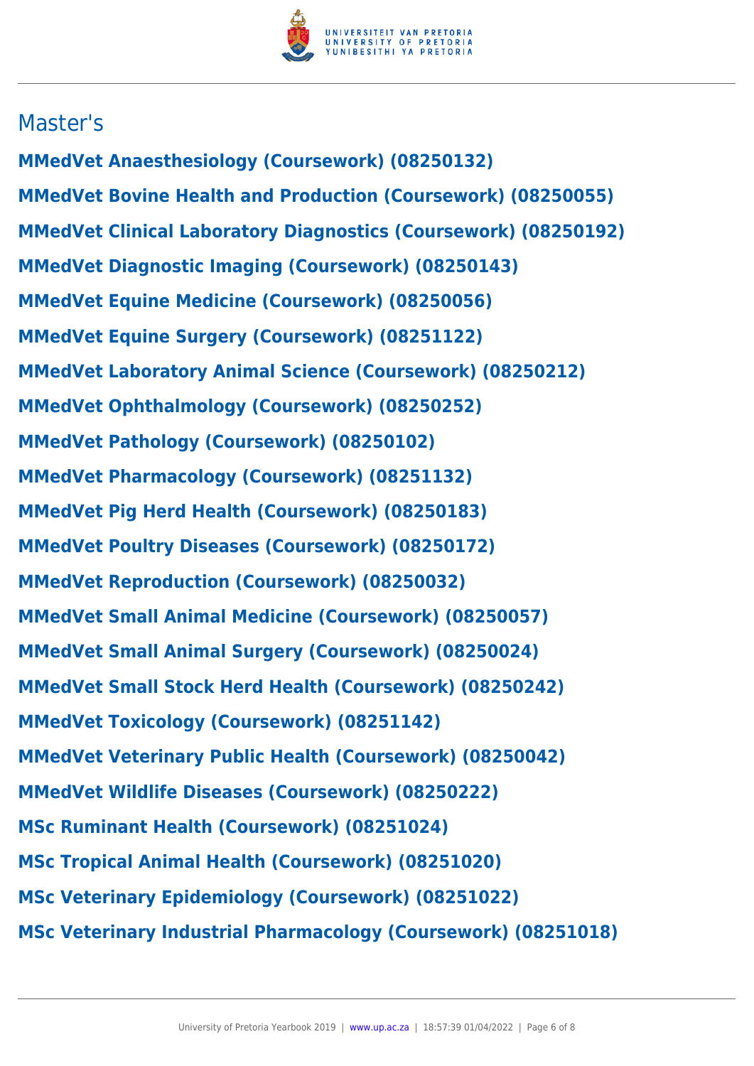## Master's

**MMedVet Anaesthesiology (Coursework) (08250132)**

**MMedVet Bovine Health and Production (Coursework) (08250055)**

**MMedVet Clinical Laboratory Diagnostics (Coursework) (08250192)**

**MMedVet Diagnostic Imaging (Coursework) (08250143)**

**MMedVet Equine Medicine (Coursework) (08250056)**

**MMedVet Equine Surgery (Coursework) (08251122)**

**MMedVet Laboratory Animal Science (Coursework) (08250212)**

**MMedVet Ophthalmology (Coursework) (08250252)**

**MMedVet Pathology (Coursework) (08250102)**

**MMedVet Pharmacology (Coursework) (08251132)**

**MMedVet Pig Herd Health (Coursework) (08250183)**

**MMedVet Poultry Diseases (Coursework) (08250172)**

**MMedVet Reproduction (Coursework) (08250032)**

**MMedVet Small Animal Medicine (Coursework) (08250057)**

**MMedVet Small Animal Surgery (Coursework) (08250024)**

**MMedVet Small Stock Herd Health (Coursework) (08250242)**

**MMedVet Toxicology (Coursework) (08251142)**

**MMedVet Veterinary Public Health (Coursework) (08250042)**

**MMedVet Wildlife Diseases (Coursework) (08250222)**

**MSc Ruminant Health (Coursework) (08251024)**

**MSc Tropical Animal Health (Coursework) (08251020)**

**MSc Veterinary Epidemiology (Coursework) (08251022)**

**MSc Veterinary Industrial Pharmacology (Coursework) (08251018)**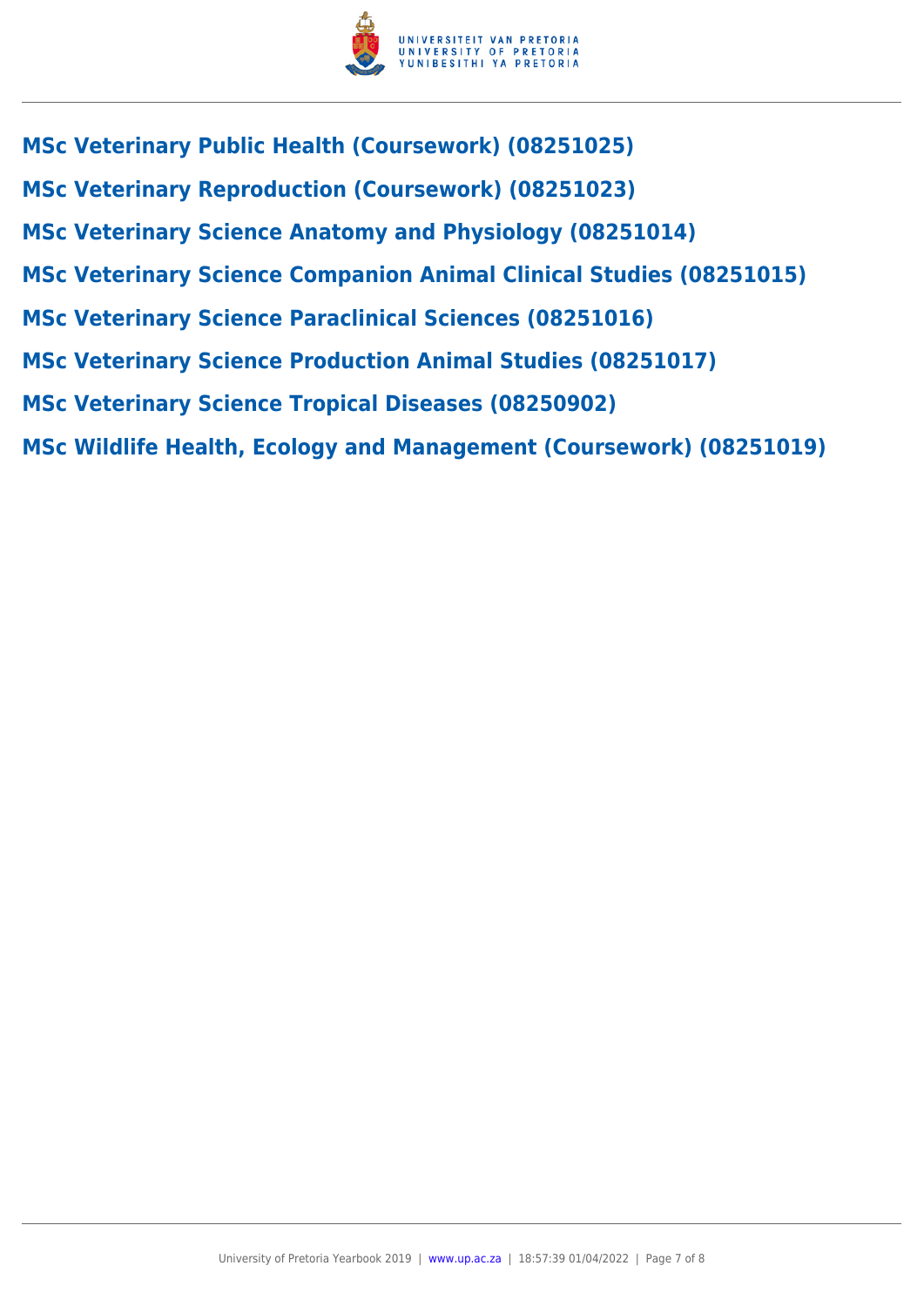**MSc Veterinary Public Health (Coursework) (08251025)**

**MSc Veterinary Reproduction (Coursework) (08251023)**

**MSc Veterinary Science Anatomy and Physiology (08251014)**

**MSc Veterinary Science Companion Animal Clinical Studies (08251015)**

**MSc Veterinary Science Paraclinical Sciences (08251016)**

**MSc Veterinary Science Production Animal Studies (08251017)**

**MSc Veterinary Science Tropical Diseases (08250902)**

**MSc Wildlife Health, Ecology and Management (Coursework) (08251019)**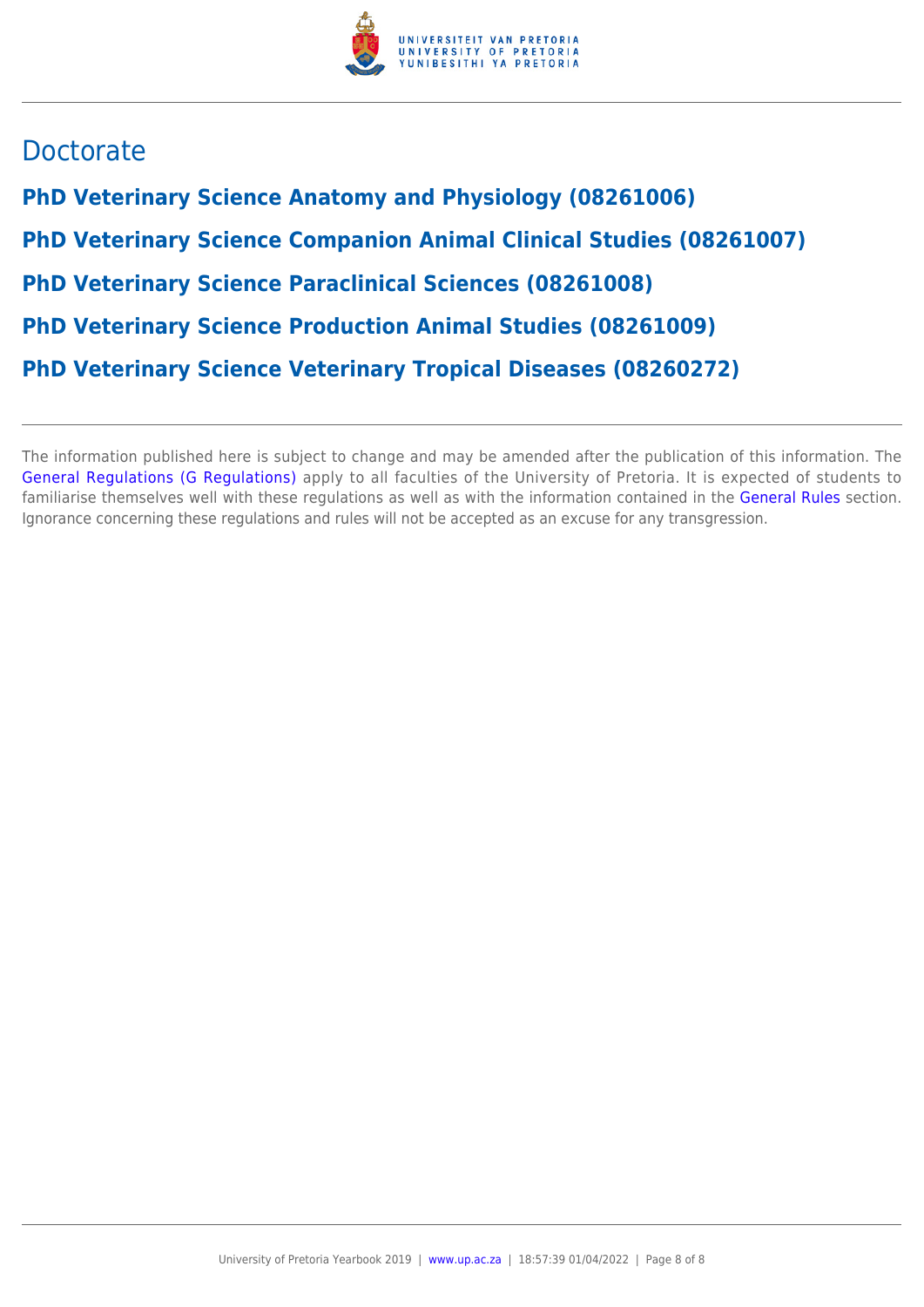# Doctorate

## PhD Veterinary Science Anatomy and Physiology (08261006)

## PhD Veterinary Science Companion Animal Clinical Studies (08261007)

## PhD Veterinary Science Paraclinical Sciences (08261008)

## PhD Veterinary Science Production Animal Studies (08261009)

## PhD Veterinary Science Veterinary Tropical Diseases (08260272)

---

The information published here is subject to change and may be amended after the publication of this information. The General Regulations (G Regulations) apply to all faculties of the University of Pretoria. It is expected of students to familiarise themselves well with these regulations as well as with the information contained in the General Rules section. Ignorance concerning these regulations and rules will not be accepted as an excuse for any transgression.